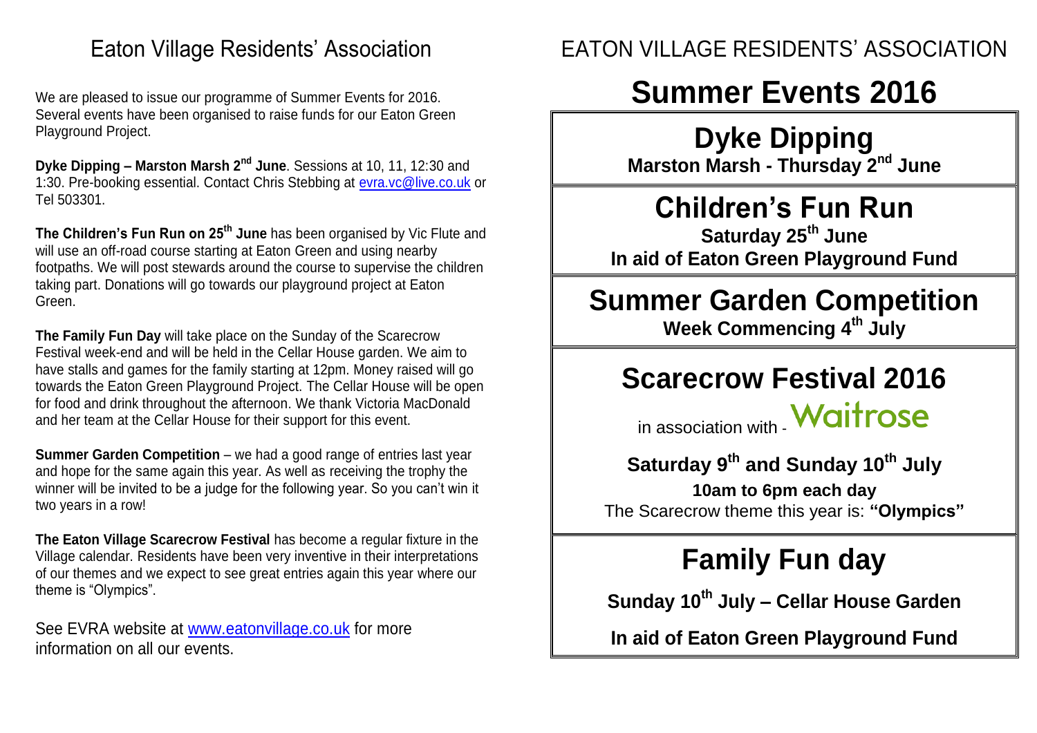# Eaton Village Residents' Association

We are pleased to issue our programme of Summer Events for 2016. Several events have been organised to raise funds for our Eaton Green Playground Project.

**Dyke Dipping – Marston Marsh 2nd June**. Sessions at 10, 11, 12:30 and 1:30. Pre-booking essential. Contact Chris Stebbing at evra.vc@live.co.uk or Tel 503301.

**The Children's Fun Run on 25th June** has been organised by Vic Flute and will use an off-road course starting at Eaton Green and using nearby footpaths. We will post stewards around the course to supervise the children taking part. Donations will go towards our playground project at Eaton Green.

**The Family Fun Day** will take place on the Sunday of the Scarecrow Festival week-end and will be held in the Cellar House garden. We aim to have stalls and games for the family starting at 12pm. Money raised will go towards the Eaton Green Playground Project. The Cellar House will be open for food and drink throughout the afternoon. We thank Victoria MacDonald and her team at the Cellar House for their support for this event.

**Summer Garden Competition** – we had a good range of entries last year and hope for the same again this year. As well as receiving the trophy the winner will be invited to be a judge for the following year. So you can't win it two years in a row!

**The Eaton Village Scarecrow Festival** has become a regular fixture in the Village calendar. Residents have been very inventive in their interpretations of our themes and we expect to see great entries again this year where our theme is "Olympics".

See EVRA website at www.eatonvillage.co.uk for more information on all our events.

# EATON VILLAGE RESIDENTS' ASSOCIATION

# Summer Events 2016

## Dyke Dipping

**Marston Marsh - Thursday 2nd June**

## Children's Fun Run

**Saturday 25th June**

**In aid of Eaton Green Playground Fund**

## Summer Garden Competition

**Week Commencing 4th July**

## Scarecrow Festival 2016

in association with - Waitrose

**Saturday 9th and Sunday 10th July**

**10am to 6pm each day**

The Scarecrow theme this year is: **"Olympics"**

## Family Fun day

**Sunday 10th July – Cellar House Garden**

**In aid of Eaton Green Playground Fund**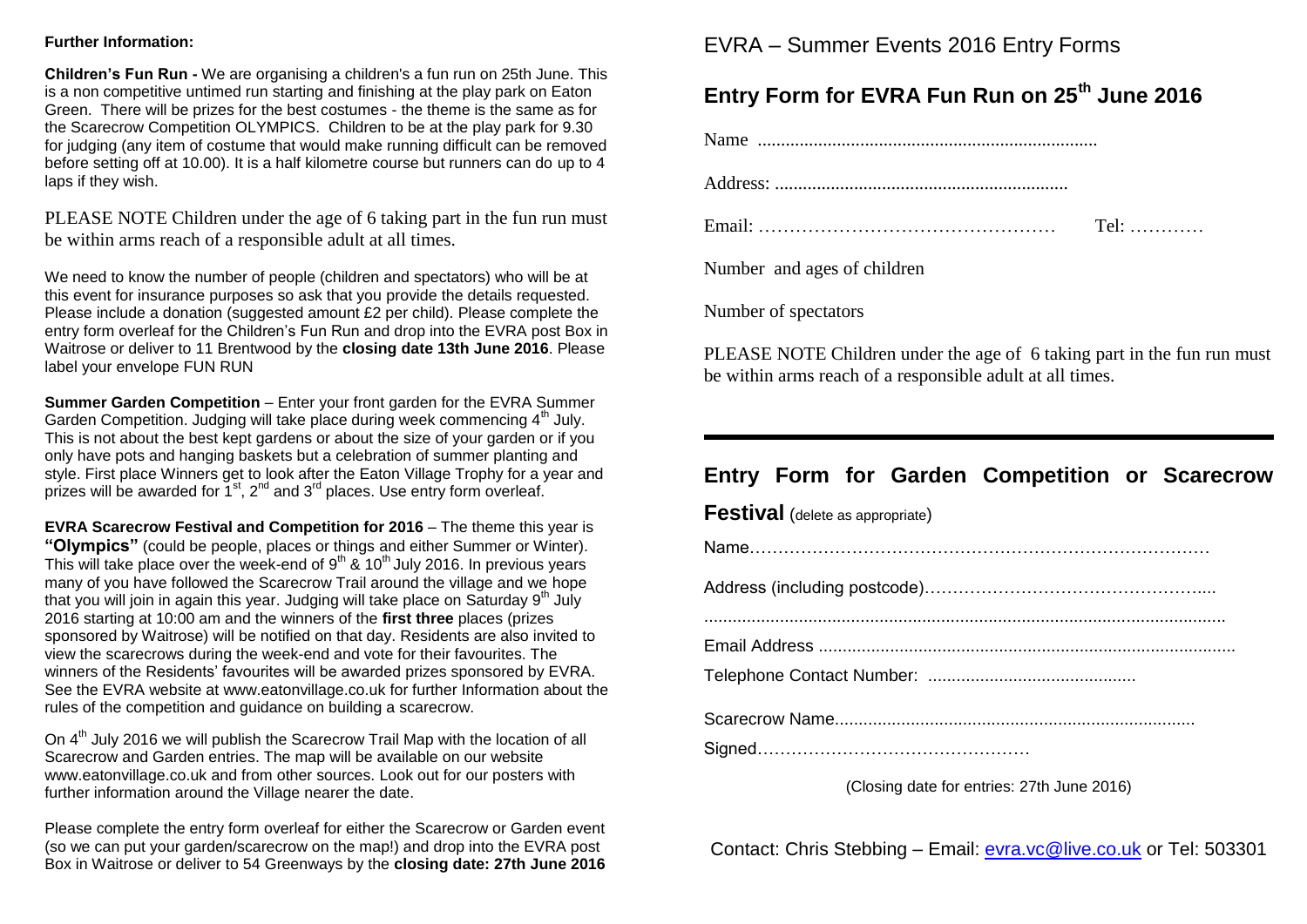**Further Information:**

**Children's Fun Run -** We are organising a children's a fun run on 25th June. This is a non competitive untimed run starting and finishing at the play park on Eaton Green. There will be prizes for the best costumes - the theme is the same as for the Scarecrow Competition OLYMPICS. Children to be at the play park for 9.30 for judging (any item of costume that would make running difficult can be removed before setting off at 10.00). It is a half kilometre course but runners can do up to 4 laps if they wish.

PLEASE NOTE Children under the age of 6 taking part in the fun run must be within arms reach of a responsible adult at all times.

We need to know the number of people (children and spectators) who will be at this event for insurance purposes so ask that you provide the details requested. Please include a donation (suggested amount £2 per child). Please complete the entry form overleaf for the Children's Fun Run and drop into the EVRA post Box in Waitrose or deliver to 11 Brentwood by the **closing date 13th June 2016**. Please label your envelope FUN RUN

**Summer Garden Competition** – Enter your front garden for the EVRA Summer Garden Competition. Judging will take place during week commencing 4th July. This is not about the best kept gardens or about the size of your garden or if you only have pots and hanging baskets but a celebration of summer planting and style. First place Winners get to look after the Eaton Village Trophy for a year and prizes will be awarded for 1st, 2nd and 3rd places. Use entry form overleaf.

**EVRA Scarecrow Festival and Competition for 2016** – The theme this year is **"Olympics"** (could be people, places or things and either Summer or Winter). This will take place over the week-end of 9th & 10th July 2016. In previous years many of you have followed the Scarecrow Trail around the village and we hope that you will join in again this year. Judging will take place on Saturday 9th July 2016 starting at 10:00 am and the winners of the **first three** places (prizes sponsored by Waitrose) will be notified on that day. Residents are also invited to view the scarecrows during the week-end and vote for their favourites. The winners of the Residents' favourites will be awarded prizes sponsored by EVRA. See the EVRA website at www.eatonvillage.co.uk for further Information about the rules of the competition and guidance on building a scarecrow.

On 4th July 2016 we will publish the Scarecrow Trail Map with the location of all Scarecrow and Garden entries. The map will be available on our website www.eatonvillage.co.uk and from other sources. Look out for our posters with further information around the Village nearer the date.

Please complete the entry form overleaf for either the Scarecrow or Garden event (so we can put your garden/scarecrow on the map!) and drop into the EVRA post Box in Waitrose or deliver to 54 Greenways by the **closing date: 27th June 2016**

EVRA – Summer Events 2016 Entry Forms

## Entry Form for EVRA Fun Run on 25th June 2016

Name .........................................................................

Address: ...............................................................

Email: …………………………………………… Tel: …………

Number and ages of children

Number of spectators

PLEASE NOTE Children under the age of 6 taking part in the fun run must be within arms reach of a responsible adult at all times.

---

## Entry Form for Garden Competition or Scarecrow Festival (delete as appropriate)

Name………………………………………………………………………

Address (including postcode)…………………………………………....

..............................................................................................................

Email Address .......................................................................................

Telephone Contact Number: ............................................

Scarecrow Name...........................................................................

Signed…………………………………………

(Closing date for entries: 27th June 2016)

Contact: Chris Stebbing – Email: evra.vc@live.co.uk or Tel: 503301